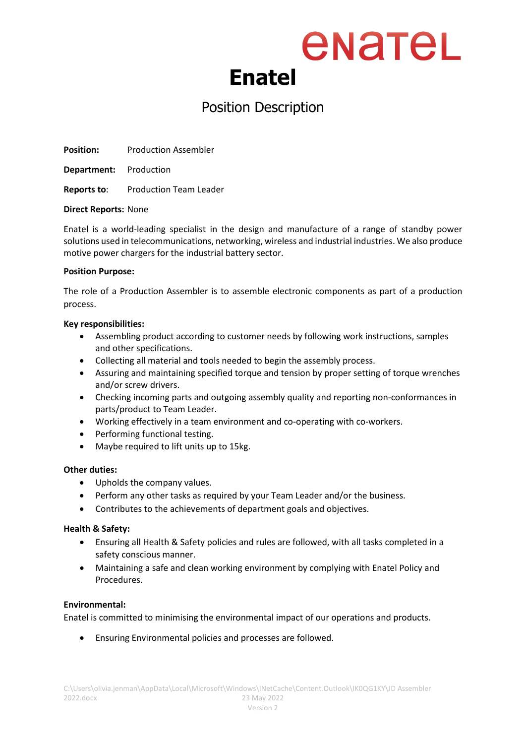# Enatel

## Position Description

**Position:** Production Assembler

**Department:** Production

**Reports to**: Production Team Leader

**Direct Reports:** None

Enatel is a world-leading specialist in the design and manufacture of a range of standby power solutions used in telecommunications, networking, wireless and industrial industries. We also produce motive power chargers for the industrial battery sector.

**Position Purpose:**

The role of a Production Assembler is to assemble electronic components as part of a production process.

**Key responsibilities:**

- Assembling product according to customer needs by following work instructions, samples and other specifications.
- Collecting all material and tools needed to begin the assembly process.
- Assuring and maintaining specified torque and tension by proper setting of torque wrenches and/or screw drivers.
- Checking incoming parts and outgoing assembly quality and reporting non-conformances in parts/product to Team Leader.
- Working effectively in a team environment and co-operating with co-workers.
- Performing functional testing.
- Maybe required to lift units up to 15kg.

**Other duties:**

- Upholds the company values.
- Perform any other tasks as required by your Team Leader and/or the business.
- Contributes to the achievements of department goals and objectives.

**Health & Safety:**

- Ensuring all Health & Safety policies and rules are followed, with all tasks completed in a safety conscious manner.
- Maintaining a safe and clean working environment by complying with Enatel Policy and Procedures.

**Environmental:**

Enatel is committed to minimising the environmental impact of our operations and products.

- Ensuring Environmental policies and processes are followed.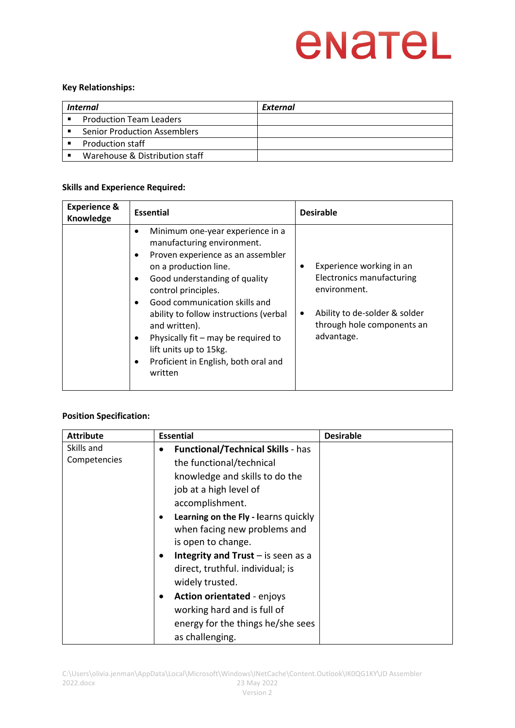**Key Relationships:**

| *Internal* | *External* |
|---|---|
| ▪ Production Team Leaders | |
| ▪ Senior Production Assemblers | |
| ▪ Production staff | |
| ▪ Warehouse & Distribution staff | |

**Skills and Experience Required:**

| **Experience & Knowledge** | **Essential** | **Desirable** |
|---|---|---|
| | • Minimum one-year experience in a manufacturing environment.<br>• Proven experience as an assembler on a production line.<br>• Good understanding of quality control principles.<br>• Good communication skills and ability to follow instructions (verbal and written).<br>• Physically fit – may be required to lift units up to 15kg.<br>• Proficient in English, both oral and written | • Experience working in an Electronics manufacturing environment.<br>• Ability to de-solder & solder through hole components an advantage. |

**Position Specification:**

| **Attribute** | **Essential** | **Desirable** |
|---|---|---|
| Skills and Competencies | • **Functional/Technical Skills** - has the functional/technical knowledge and skills to do the job at a high level of accomplishment.<br>• **Learning on the Fly - l**earns quickly when facing new problems and is open to change.<br>• **Integrity and Trust** – is seen as a direct, truthful. individual; is widely trusted.<br>• **Action orientated** - enjoys working hard and is full of energy for the things he/she sees as challenging. | |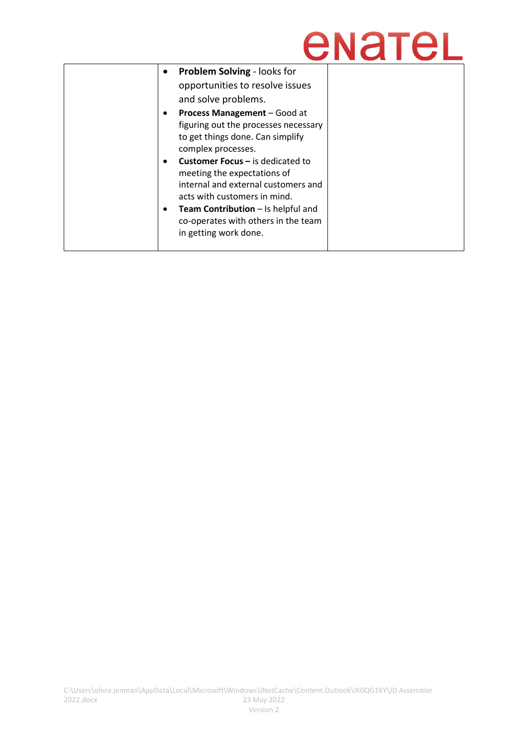| | | |
|---|---|---|
| | • **Problem Solving** - looks for opportunities to resolve issues and solve problems.<br>• **Process Management** – Good at figuring out the processes necessary to get things done. Can simplify complex processes.<br>• **Customer Focus –** is dedicated to meeting the expectations of internal and external customers and acts with customers in mind.<br>• **Team Contribution** – Is helpful and co-operates with others in the team in getting work done. | |